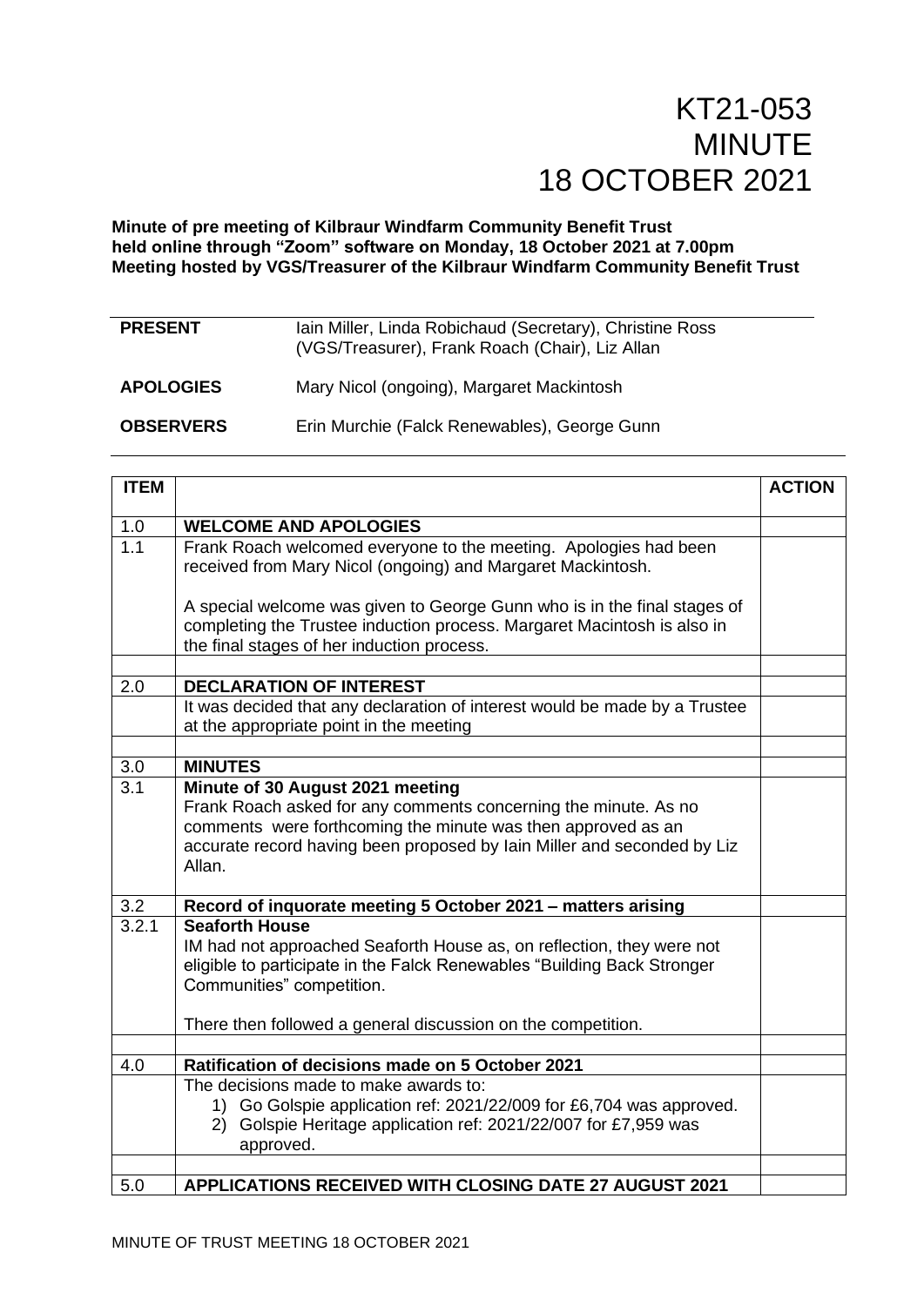# KT21-053
# MINUTE
# 18 OCTOBER 2021

**Minute of pre meeting of Kilbraur Windfarm Community Benefit Trust held online through "Zoom" software on Monday, 18 October 2021 at 7.00pm Meeting hosted by VGS/Treasurer of the Kilbraur Windfarm Community Benefit Trust**

| | |
|---|---|
| **PRESENT** | Iain Miller, Linda Robichaud (Secretary), Christine Ross (VGS/Treasurer), Frank Roach (Chair), Liz Allan |
| **APOLOGIES** | Mary Nicol (ongoing), Margaret Mackintosh |
| **OBSERVERS** | Erin Murchie (Falck Renewables), George Gunn |

| ITEM | | ACTION |
|---|---|---|
| 1.0 | **WELCOME AND APOLOGIES** | |
| 1.1 | Frank Roach welcomed everyone to the meeting. Apologies had been received from Mary Nicol (ongoing) and Margaret Mackintosh.<br><br>A special welcome was given to George Gunn who is in the final stages of completing the Trustee induction process. Margaret Macintosh is also in the final stages of her induction process. | |
| | | |
| 2.0 | **DECLARATION OF INTEREST** | |
| | It was decided that any declaration of interest would be made by a Trustee at the appropriate point in the meeting | |
| | | |
| 3.0 | **MINUTES** | |
| 3.1 | **Minute of 30 August 2021 meeting**<br>Frank Roach asked for any comments concerning the minute. As no comments were forthcoming the minute was then approved as an accurate record having been proposed by Iain Miller and seconded by Liz Allan. | |
| 3.2 | **Record of inquorate meeting 5 October 2021 – matters arising** | |
| 3.2.1 | **Seaforth House**<br>IM had not approached Seaforth House as, on reflection, they were not eligible to participate in the Falck Renewables "Building Back Stronger Communities" competition.<br><br>There then followed a general discussion on the competition. | |
| | | |
| 4.0 | **Ratification of decisions made on 5 October 2021** | |
| | The decisions made to make awards to:<br>1) Go Golspie application ref: 2021/22/009 for £6,704 was approved.<br>2) Golspie Heritage application ref: 2021/22/007 for £7,959 was approved. | |
| | | |
| 5.0 | **APPLICATIONS RECEIVED WITH CLOSING DATE 27 AUGUST 2021** | |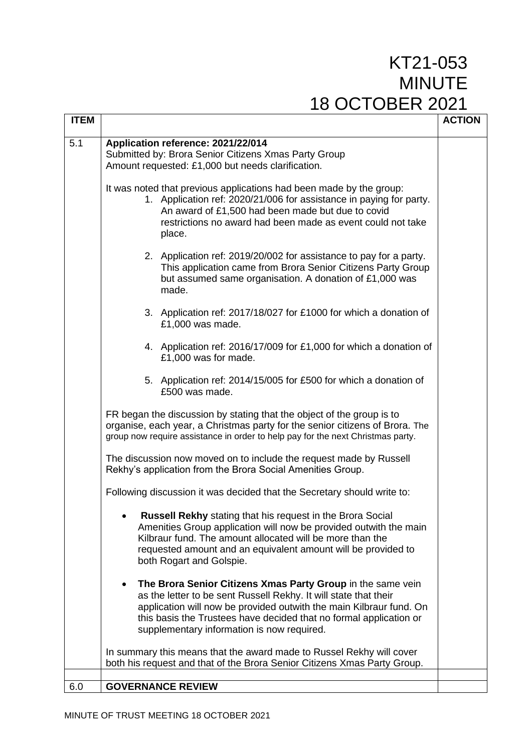# KT21-053
# MINUTE
# 18 OCTOBER 2021

| ITEM | | ACTION |
|---|---|---|
| 5.1 | **Application reference: 2021/22/014**<br>Submitted by: Brora Senior Citizens Xmas Party Group<br>Amount requested: £1,000 but needs clarification.<br><br>It was noted that previous applications had been made by the group:<br>1. Application ref: 2020/21/006 for assistance in paying for party. An award of £1,500 had been made but due to covid restrictions no award had been made as event could not take place.<br>2. Application ref: 2019/20/002 for assistance to pay for a party. This application came from Brora Senior Citizens Party Group but assumed same organisation. A donation of £1,000 was made.<br>3. Application ref: 2017/18/027 for £1000 for which a donation of £1,000 was made.<br>4. Application ref: 2016/17/009 for £1,000 for which a donation of £1,000 was for made.<br>5. Application ref: 2014/15/005 for £500 for which a donation of £500 was made.<br><br>FR began the discussion by stating that the object of the group is to organise, each year, a Christmas party for the senior citizens of Brora. The group now require assistance in order to help pay for the next Christmas party.<br><br>The discussion now moved on to include the request made by Russell Rekhy's application from the Brora Social Amenities Group.<br><br>Following discussion it was decided that the Secretary should write to:<br>• **Russell Rekhy** stating that his request in the Brora Social Amenities Group application will now be provided outwith the main Kilbraur fund. The amount allocated will be more than the requested amount and an equivalent amount will be provided to both Rogart and Golspie.<br>• **The Brora Senior Citizens Xmas Party Group** in the same vein as the letter to be sent Russell Rekhy. It will state that their application will now be provided outwith the main Kilbraur fund. On this basis the Trustees have decided that no formal application or supplementary information is now required.<br><br>In summary this means that the award made to Russel Rekhy will cover both his request and that of the Brora Senior Citizens Xmas Party Group. | |
| | | |
| 6.0 | **GOVERNANCE REVIEW** | |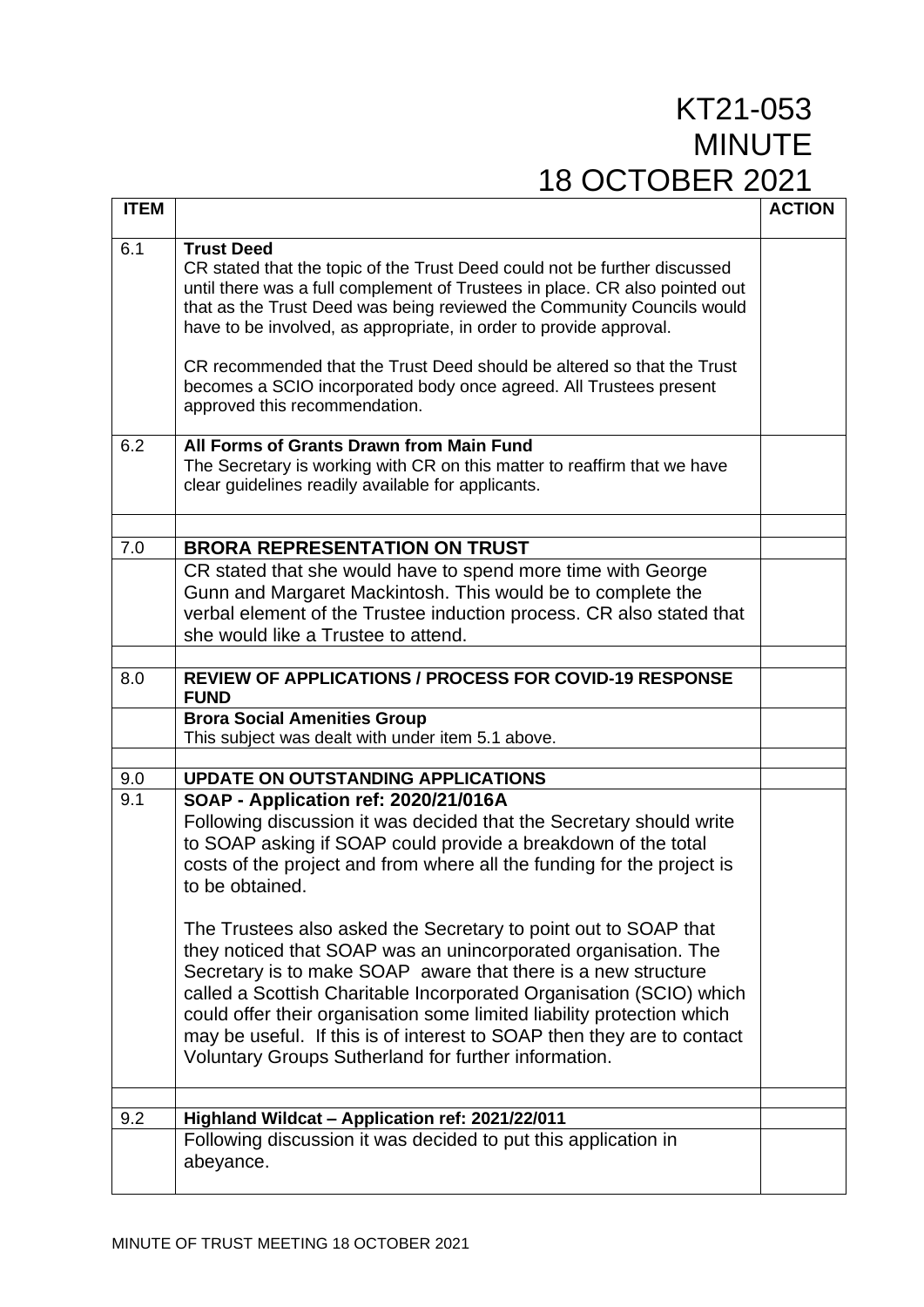# KT21-053
# MINUTE
# 18 OCTOBER 2021

| ITEM | | ACTION |
|---|---|---|
| 6.1 | **Trust Deed**<br>CR stated that the topic of the Trust Deed could not be further discussed until there was a full complement of Trustees in place. CR also pointed out that as the Trust Deed was being reviewed the Community Councils would have to be involved, as appropriate, in order to provide approval.<br><br>CR recommended that the Trust Deed should be altered so that the Trust becomes a SCIO incorporated body once agreed. All Trustees present approved this recommendation. | |
| 6.2 | **All Forms of Grants Drawn from Main Fund**<br>The Secretary is working with CR on this matter to reaffirm that we have clear guidelines readily available for applicants. | |
| | | |
| 7.0 | **BRORA REPRESENTATION ON TRUST** | |
| | CR stated that she would have to spend more time with George Gunn and Margaret Mackintosh. This would be to complete the verbal element of the Trustee induction process. CR also stated that she would like a Trustee to attend. | |
| | | |
| 8.0 | **REVIEW OF APPLICATIONS / PROCESS FOR COVID-19 RESPONSE FUND** | |
| | **Brora Social Amenities Group**<br>This subject was dealt with under item 5.1 above. | |
| | | |
| 9.0 | **UPDATE ON OUTSTANDING APPLICATIONS** | |
| 9.1 | **SOAP - Application ref: 2020/21/016A**<br>Following discussion it was decided that the Secretary should write to SOAP asking if SOAP could provide a breakdown of the total costs of the project and from where all the funding for the project is to be obtained.<br><br>The Trustees also asked the Secretary to point out to SOAP that they noticed that SOAP was an unincorporated organisation. The Secretary is to make SOAP aware that there is a new structure called a Scottish Charitable Incorporated Organisation (SCIO) which could offer their organisation some limited liability protection which may be useful. If this is of interest to SOAP then they are to contact Voluntary Groups Sutherland for further information. | |
| | | |
| 9.2 | **Highland Wildcat – Application ref: 2021/22/011** | |
| | Following discussion it was decided to put this application in abeyance. | |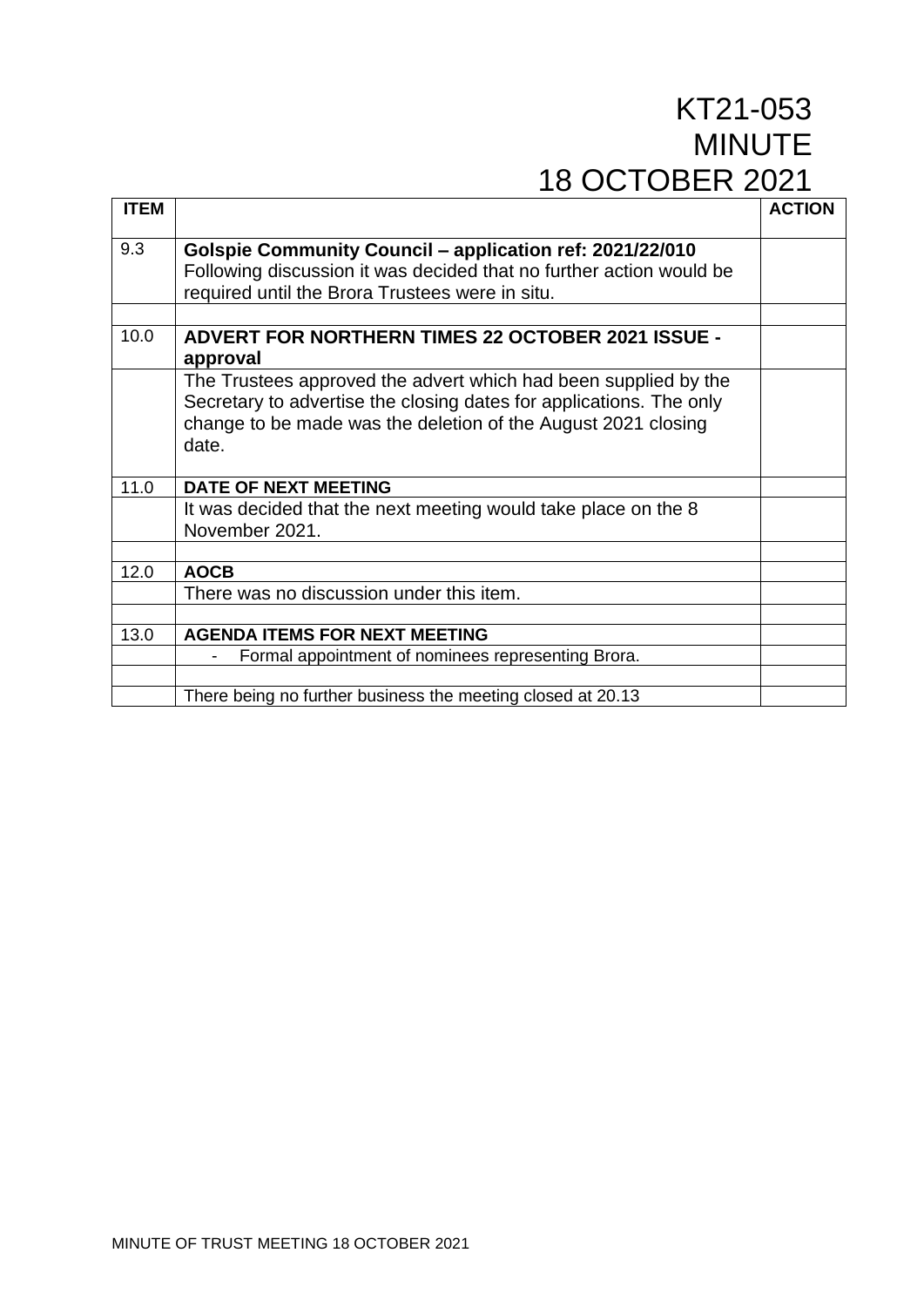KT21-053
MINUTE
18 OCTOBER 2021

| ITEM | | ACTION |
|---|---|---|
| 9.3 | **Golspie Community Council – application ref: 2021/22/010** Following discussion it was decided that no further action would be required until the Brora Trustees were in situ. | |
| | | |
| 10.0 | **ADVERT FOR NORTHERN TIMES 22 OCTOBER 2021 ISSUE - approval** | |
| | The Trustees approved the advert which had been supplied by the Secretary to advertise the closing dates for applications. The only change to be made was the deletion of the August 2021 closing date. | |
| 11.0 | **DATE OF NEXT MEETING** | |
| | It was decided that the next meeting would take place on the 8 November 2021. | |
| | | |
| 12.0 | **AOCB** | |
| | There was no discussion under this item. | |
| | | |
| 13.0 | **AGENDA ITEMS FOR NEXT MEETING** | |
| | - Formal appointment of nominees representing Brora. | |
| | | |
| | There being no further business the meeting closed at 20.13 | |